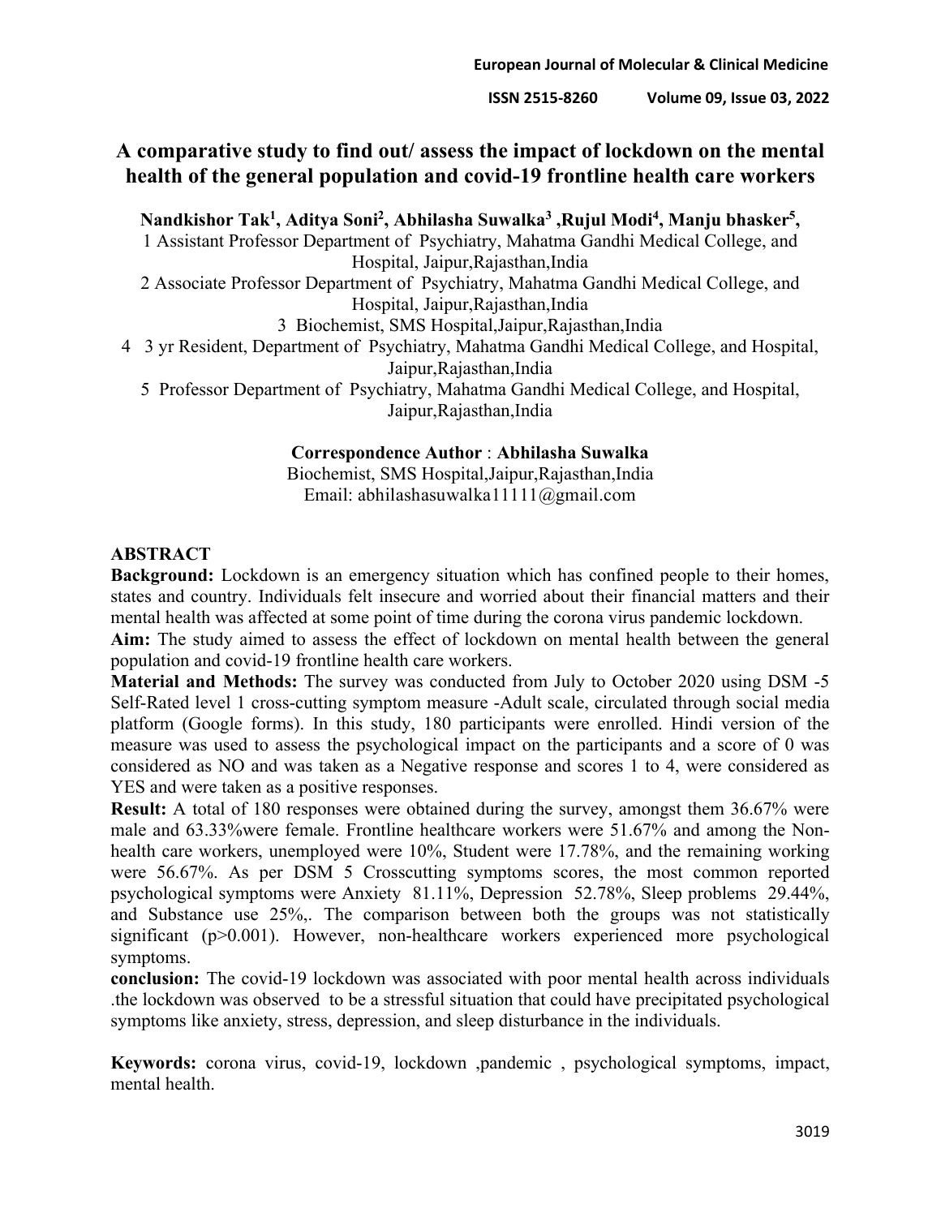# A comparative study to find out/ assess the impact of lockdown on the mental health of the general population and covid-19 frontline health care workers

**Nandkishor Tak[1], Aditya Soni[2], Abhilasha Suwalka[3] ,Rujul Modi[4], Manju bhasker[5],**

1 Assistant Professor Department of Psychiatry, Mahatma Gandhi Medical College, and Hospital, Jaipur,Rajasthan,India

2 Associate Professor Department of Psychiatry, Mahatma Gandhi Medical College, and Hospital, Jaipur,Rajasthan,India

3 Biochemist, SMS Hospital,Jaipur,Rajasthan,India

4 3 yr Resident, Department of Psychiatry, Mahatma Gandhi Medical College, and Hospital, Jaipur,Rajasthan,India

5 Professor Department of Psychiatry, Mahatma Gandhi Medical College, and Hospital, Jaipur,Rajasthan,India

**Correspondence Author** : **Abhilasha Suwalka**
Biochemist, SMS Hospital,Jaipur,Rajasthan,India
Email: abhilashasuwalka11111@gmail.com

## ABSTRACT

**Background:** Lockdown is an emergency situation which has confined people to their homes, states and country. Individuals felt insecure and worried about their financial matters and their mental health was affected at some point of time during the corona virus pandemic lockdown.

**Aim:** The study aimed to assess the effect of lockdown on mental health between the general population and covid-19 frontline health care workers.

**Material and Methods:** The survey was conducted from July to October 2020 using DSM -5 Self-Rated level 1 cross-cutting symptom measure -Adult scale, circulated through social media platform (Google forms). In this study, 180 participants were enrolled. Hindi version of the measure was used to assess the psychological impact on the participants and a score of 0 was considered as NO and was taken as a Negative response and scores 1 to 4, were considered as YES and were taken as a positive responses.

**Result:** A total of 180 responses were obtained during the survey, amongst them 36.67% were male and 63.33%were female. Frontline healthcare workers were 51.67% and among the Non-health care workers, unemployed were 10%, Student were 17.78%, and the remaining working were 56.67%. As per DSM 5 Crosscutting symptoms scores, the most common reported psychological symptoms were Anxiety 81.11%, Depression 52.78%, Sleep problems 29.44%, and Substance use 25%,. The comparison between both the groups was not statistically significant (p>0.001). However, non-healthcare workers experienced more psychological symptoms.

**conclusion:** The covid-19 lockdown was associated with poor mental health across individuals .the lockdown was observed to be a stressful situation that could have precipitated psychological symptoms like anxiety, stress, depression, and sleep disturbance in the individuals.

**Keywords:** corona virus, covid-19, lockdown ,pandemic , psychological symptoms, impact, mental health.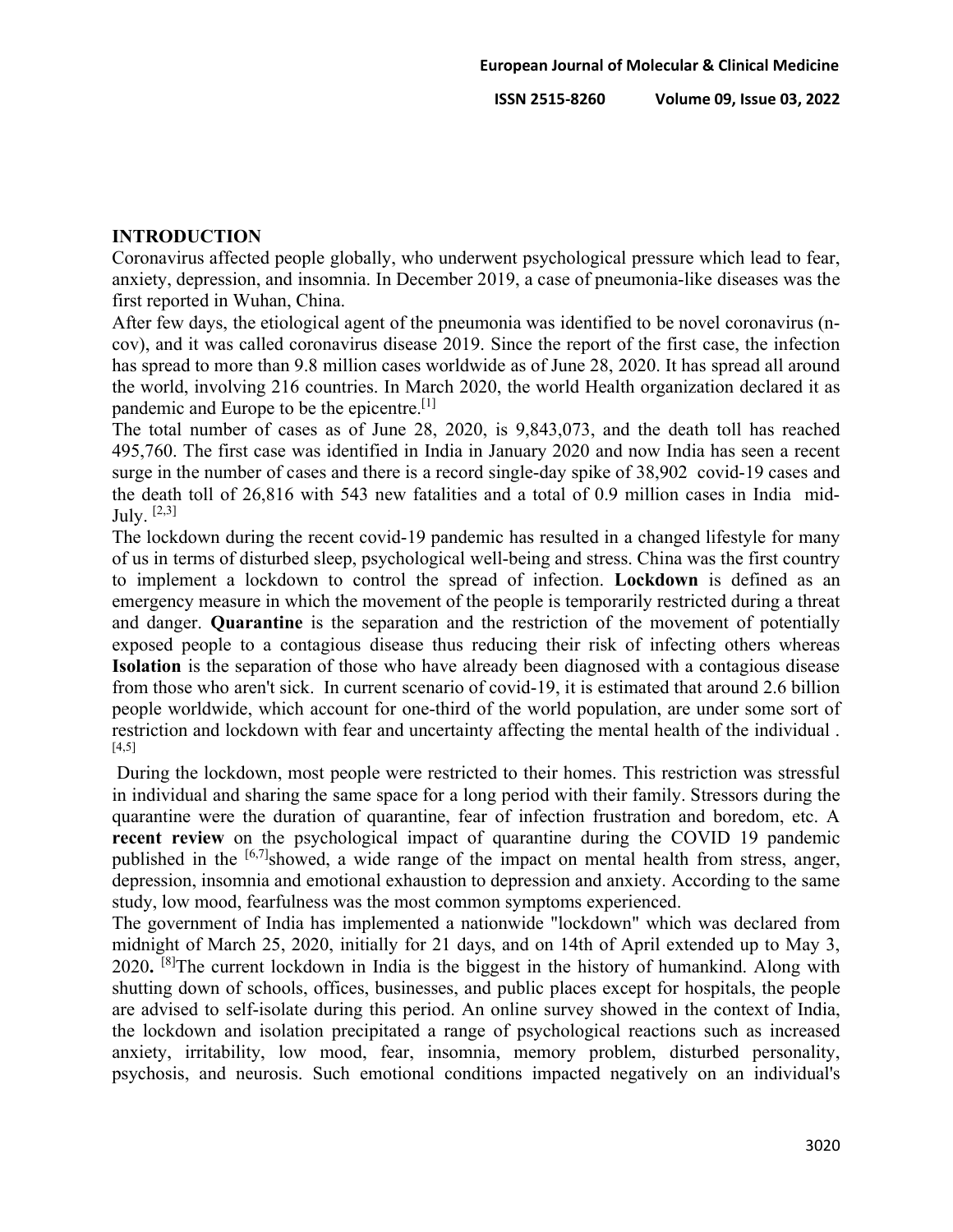## INTRODUCTION

Coronavirus affected people globally, who underwent psychological pressure which lead to fear, anxiety, depression, and insomnia. In December 2019, a case of pneumonia-like diseases was the first reported in Wuhan, China.

After few days, the etiological agent of the pneumonia was identified to be novel coronavirus (n-cov), and it was called coronavirus disease 2019. Since the report of the first case, the infection has spread to more than 9.8 million cases worldwide as of June 28, 2020. It has spread all around the world, involving 216 countries. In March 2020, the world Health organization declared it as pandemic and Europe to be the epicentre.[1]

The total number of cases as of June 28, 2020, is 9,843,073, and the death toll has reached 495,760. The first case was identified in India in January 2020 and now India has seen a recent surge in the number of cases and there is a record single-day spike of 38,902 covid-19 cases and the death toll of 26,816 with 543 new fatalities and a total of 0.9 million cases in India mid-July. [2,3]

The lockdown during the recent covid-19 pandemic has resulted in a changed lifestyle for many of us in terms of disturbed sleep, psychological well-being and stress. China was the first country to implement a lockdown to control the spread of infection. **Lockdown** is defined as an emergency measure in which the movement of the people is temporarily restricted during a threat and danger. **Quarantine** is the separation and the restriction of the movement of potentially exposed people to a contagious disease thus reducing their risk of infecting others whereas **Isolation** is the separation of those who have already been diagnosed with a contagious disease from those who aren't sick. In current scenario of covid-19, it is estimated that around 2.6 billion people worldwide, which account for one-third of the world population, are under some sort of restriction and lockdown with fear and uncertainty affecting the mental health of the individual . [4,5]

During the lockdown, most people were restricted to their homes. This restriction was stressful in individual and sharing the same space for a long period with their family. Stressors during the quarantine were the duration of quarantine, fear of infection frustration and boredom, etc. A **recent review** on the psychological impact of quarantine during the COVID 19 pandemic published in the [6,7]showed, a wide range of the impact on mental health from stress, anger, depression, insomnia and emotional exhaustion to depression and anxiety. According to the same study, low mood, fearfulness was the most common symptoms experienced.

The government of India has implemented a nationwide "lockdown" which was declared from midnight of March 25, 2020, initially for 21 days, and on 14th of April extended up to May 3, 2020**.** [8]The current lockdown in India is the biggest in the history of humankind. Along with shutting down of schools, offices, businesses, and public places except for hospitals, the people are advised to self-isolate during this period. An online survey showed in the context of India, the lockdown and isolation precipitated a range of psychological reactions such as increased anxiety, irritability, low mood, fear, insomnia, memory problem, disturbed personality, psychosis, and neurosis. Such emotional conditions impacted negatively on an individual's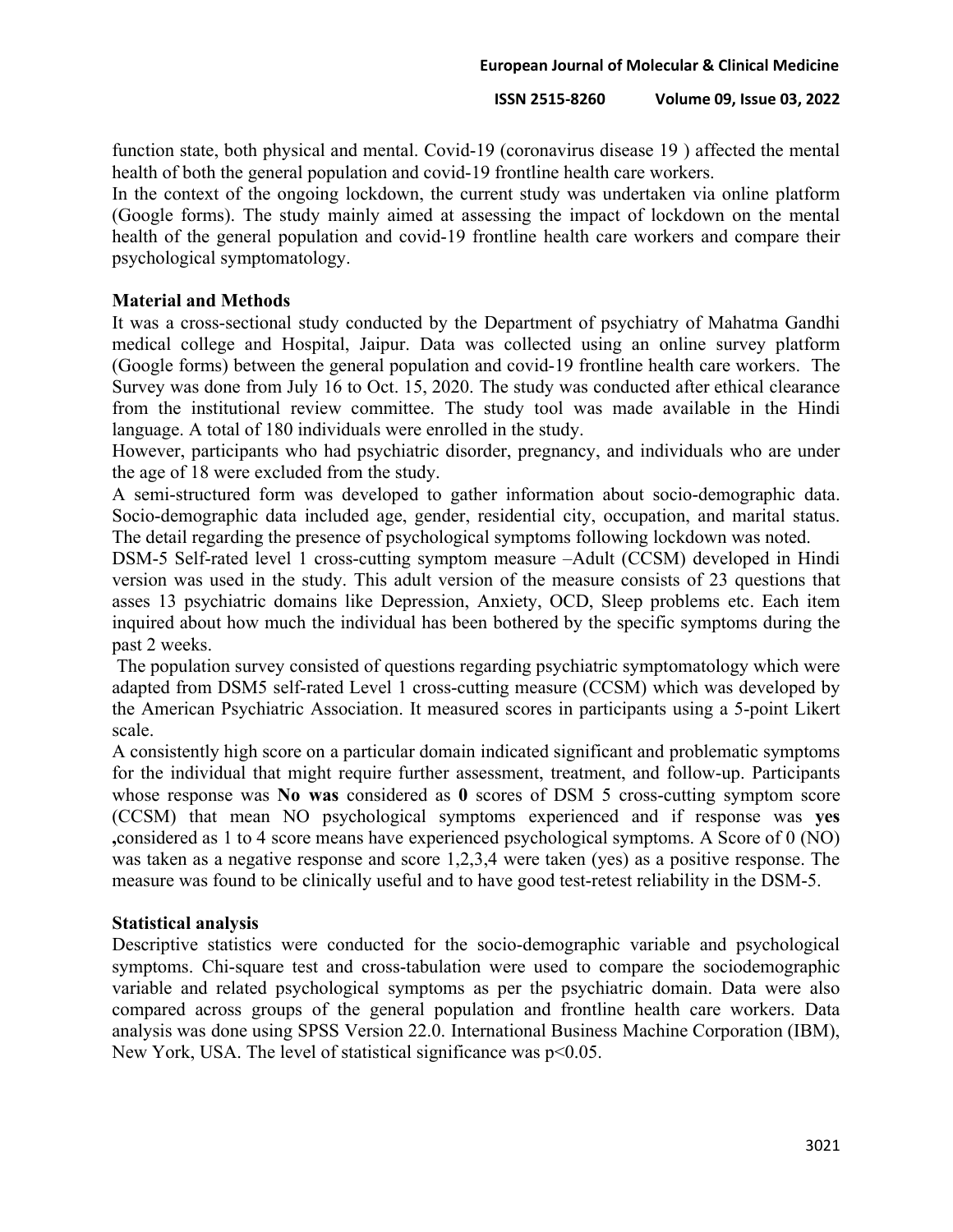function state, both physical and mental. Covid-19 (coronavirus disease 19 ) affected the mental health of both the general population and covid-19 frontline health care workers.

In the context of the ongoing lockdown, the current study was undertaken via online platform (Google forms). The study mainly aimed at assessing the impact of lockdown on the mental health of the general population and covid-19 frontline health care workers and compare their psychological symptomatology.

## Material and Methods

It was a cross-sectional study conducted by the Department of psychiatry of Mahatma Gandhi medical college and Hospital, Jaipur. Data was collected using an online survey platform (Google forms) between the general population and covid-19 frontline health care workers. The Survey was done from July 16 to Oct. 15, 2020. The study was conducted after ethical clearance from the institutional review committee. The study tool was made available in the Hindi language. A total of 180 individuals were enrolled in the study.

However, participants who had psychiatric disorder, pregnancy, and individuals who are under the age of 18 were excluded from the study.

A semi-structured form was developed to gather information about socio-demographic data. Socio-demographic data included age, gender, residential city, occupation, and marital status. The detail regarding the presence of psychological symptoms following lockdown was noted.

DSM-5 Self-rated level 1 cross-cutting symptom measure –Adult (CCSM) developed in Hindi version was used in the study. This adult version of the measure consists of 23 questions that asses 13 psychiatric domains like Depression, Anxiety, OCD, Sleep problems etc. Each item inquired about how much the individual has been bothered by the specific symptoms during the past 2 weeks.

The population survey consisted of questions regarding psychiatric symptomatology which were adapted from DSM5 self-rated Level 1 cross-cutting measure (CCSM) which was developed by the American Psychiatric Association. It measured scores in participants using a 5-point Likert scale.

A consistently high score on a particular domain indicated significant and problematic symptoms for the individual that might require further assessment, treatment, and follow-up. Participants whose response was **No was** considered as **0** scores of DSM 5 cross-cutting symptom score (CCSM) that mean NO psychological symptoms experienced and if response was **yes ,**considered as 1 to 4 score means have experienced psychological symptoms. A Score of 0 (NO) was taken as a negative response and score 1,2,3,4 were taken (yes) as a positive response. The measure was found to be clinically useful and to have good test-retest reliability in the DSM-5.

## Statistical analysis

Descriptive statistics were conducted for the socio-demographic variable and psychological symptoms. Chi-square test and cross-tabulation were used to compare the sociodemographic variable and related psychological symptoms as per the psychiatric domain. Data were also compared across groups of the general population and frontline health care workers. Data analysis was done using SPSS Version 22.0. International Business Machine Corporation (IBM), New York, USA. The level of statistical significance was $p<0.05$.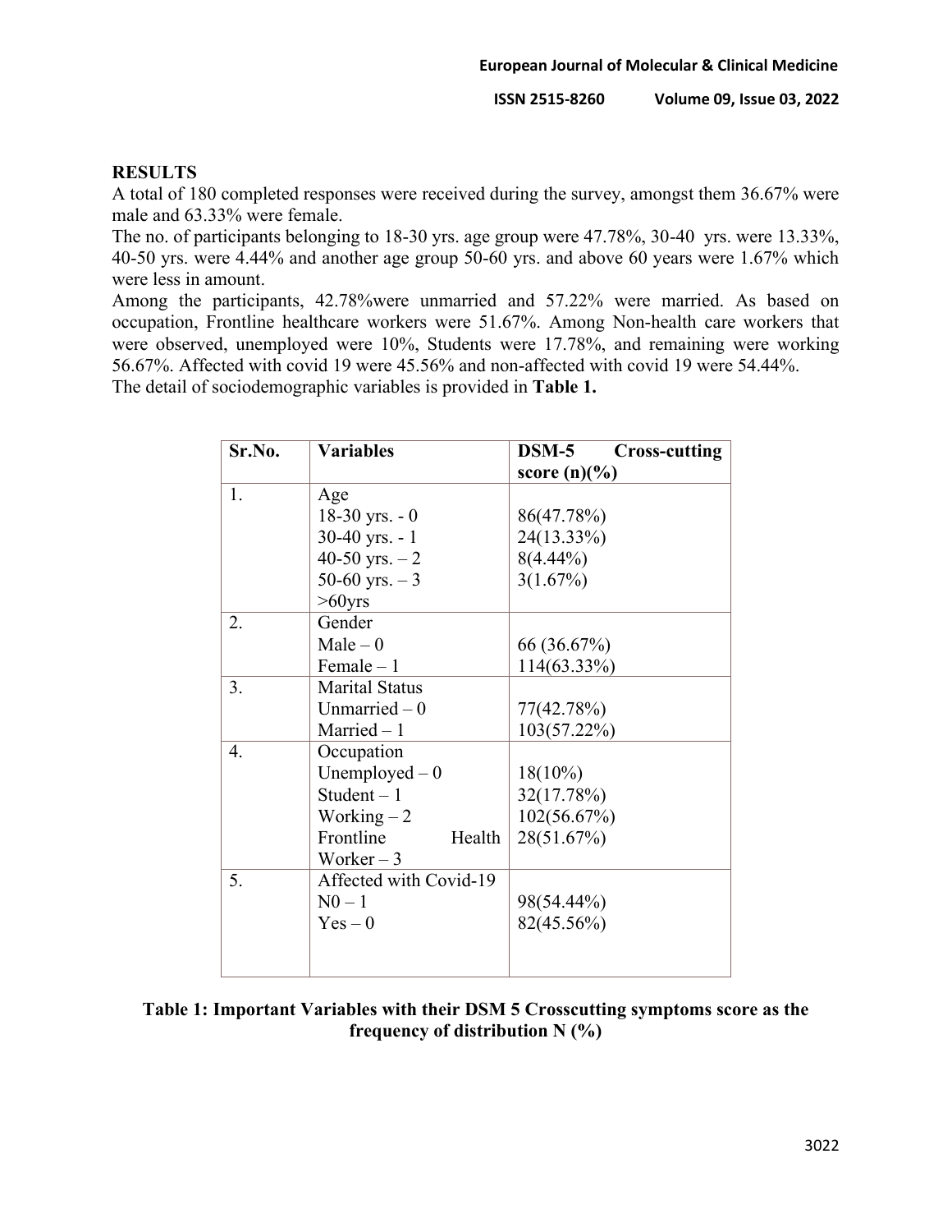## RESULTS

A total of 180 completed responses were received during the survey, amongst them 36.67% were male and 63.33% were female.

The no. of participants belonging to 18-30 yrs. age group were 47.78%, 30-40 yrs. were 13.33%, 40-50 yrs. were 4.44% and another age group 50-60 yrs. and above 60 years were 1.67% which were less in amount.

Among the participants, 42.78%were unmarried and 57.22% were married. As based on occupation, Frontline healthcare workers were 51.67%. Among Non-health care workers that were observed, unemployed were 10%, Students were 17.78%, and remaining were working 56.67%. Affected with covid 19 were 45.56% and non-affected with covid 19 were 54.44%.

The detail of sociodemographic variables is provided in **Table 1.**

| Sr.No. | Variables | DSM-5 Cross-cutting score (n)(%) |
|---|---|---|
| 1. | Age | |
| | 18-30 yrs. - 0 | 86(47.78%) |
| | 30-40 yrs. - 1 | 24(13.33%) |
| | 40-50 yrs. – 2 | 8(4.44%) |
| | 50-60 yrs. – 3 | 3(1.67%) |
| | >60yrs | |
| 2. | Gender | |
| | Male – 0 | 66 (36.67%) |
| | Female – 1 | 114(63.33%) |
| 3. | Marital Status | |
| | Unmarried – 0 | 77(42.78%) |
| | Married – 1 | 103(57.22%) |
| 4. | Occupation | |
| | Unemployed – 0 | 18(10%) |
| | Student – 1 | 32(17.78%) |
| | Working – 2 | 102(56.67%) |
| | Frontline Health Worker – 3 | 28(51.67%) |
| 5. | Affected with Covid-19 | |
| | N0 – 1 | 98(54.44%) |
| | Yes – 0 | 82(45.56%) |

**Table 1: Important Variables with their DSM 5 Crosscutting symptoms score as the frequency of distribution N (%)**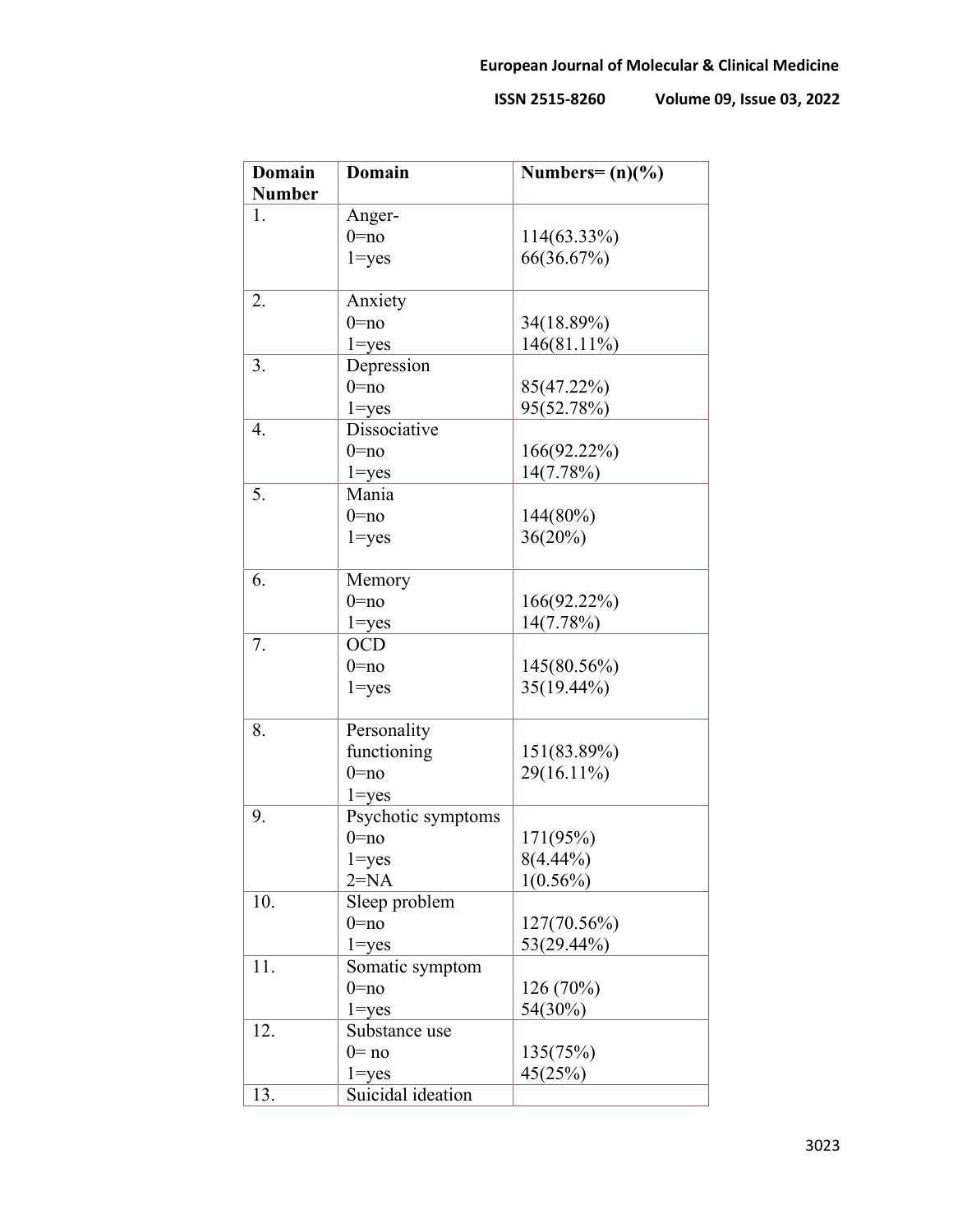| Domain Number | Domain | Numbers= (n)(%) |
|---|---|---|
| 1. | Anger-<br>0=no<br>1=yes | <br>114(63.33%)<br>66(36.67%) |
| 2. | Anxiety<br>0=no<br>1=yes | <br>34(18.89%)<br>146(81.11%) |
| 3. | Depression<br>0=no<br>1=yes | <br>85(47.22%)<br>95(52.78%) |
| 4. | Dissociative<br>0=no<br>1=yes | <br>166(92.22%)<br>14(7.78%) |
| 5. | Mania<br>0=no<br>1=yes | <br>144(80%)<br>36(20%) |
| 6. | Memory<br>0=no<br>1=yes | <br>166(92.22%)<br>14(7.78%) |
| 7. | OCD<br>0=no<br>1=yes | <br>145(80.56%)<br>35(19.44%) |
| 8. | Personality functioning<br>0=no<br>1=yes | <br>151(83.89%)<br>29(16.11%) |
| 9. | Psychotic symptoms<br>0=no<br>1=yes<br>2=NA | <br>171(95%)<br>8(4.44%)<br>1(0.56%) |
| 10. | Sleep problem<br>0=no<br>1=yes | <br>127(70.56%)<br>53(29.44%) |
| 11. | Somatic symptom<br>0=no<br>1=yes | <br>126 (70%)<br>54(30%) |
| 12. | Substance use<br>0= no<br>1=yes | <br>135(75%)<br>45(25%) |
| 13. | Suicidal ideation | |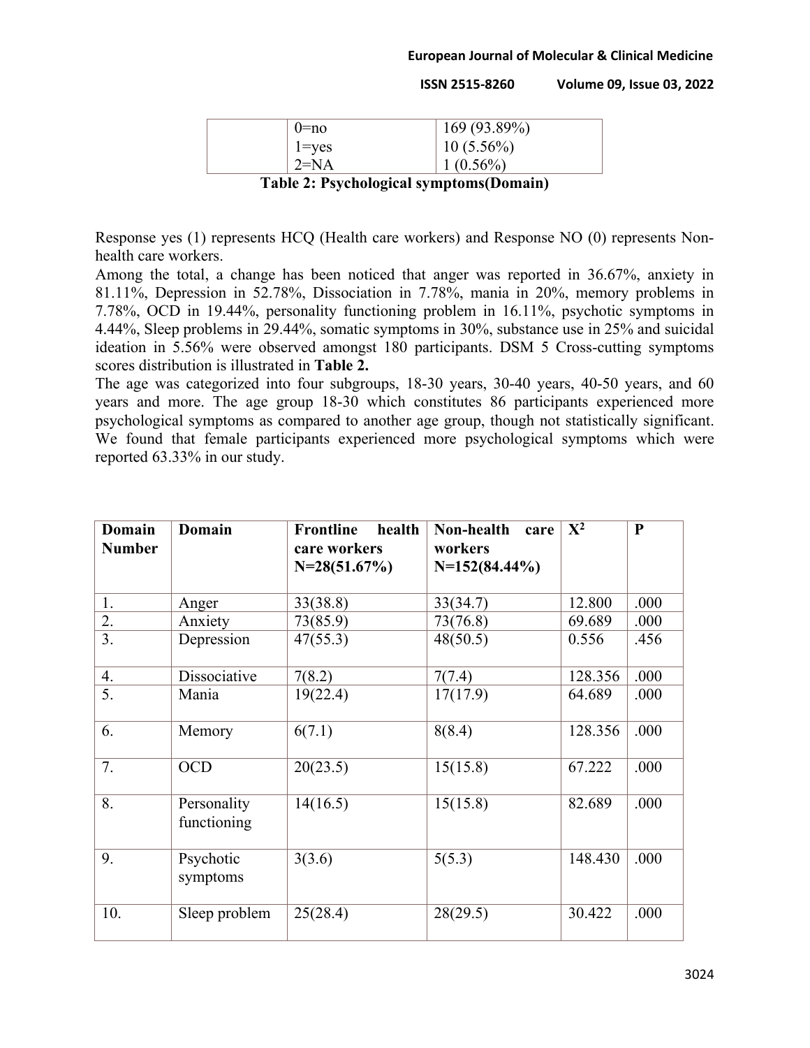| | 0=no | 169 (93.89%) |
|---|---|---|
| | 1=yes | 10 (5.56%) |
| | 2=NA | 1 (0.56%) |

**Table 2: Psychological symptoms(Domain)**

Response yes (1) represents HCQ (Health care workers) and Response NO (0) represents Non-health care workers.

Among the total, a change has been noticed that anger was reported in 36.67%, anxiety in 81.11%, Depression in 52.78%, Dissociation in 7.78%, mania in 20%, memory problems in 7.78%, OCD in 19.44%, personality functioning problem in 16.11%, psychotic symptoms in 4.44%, Sleep problems in 29.44%, somatic symptoms in 30%, substance use in 25% and suicidal ideation in 5.56% were observed amongst 180 participants. DSM 5 Cross-cutting symptoms scores distribution is illustrated in **Table 2.**

The age was categorized into four subgroups, 18-30 years, 30-40 years, 40-50 years, and 60 years and more. The age group 18-30 which constitutes 86 participants experienced more psychological symptoms as compared to another age group, though not statistically significant. We found that female participants experienced more psychological symptoms which were reported 63.33% in our study.

| Domain Number | Domain | Frontline health care workers N=28(51.67%) | Non-health care workers N=152(84.44%) | $X^2$ | P |
|---|---|---|---|---|---|
| 1. | Anger | 33(38.8) | 33(34.7) | 12.800 | .000 |
| 2. | Anxiety | 73(85.9) | 73(76.8) | 69.689 | .000 |
| 3. | Depression | 47(55.3) | 48(50.5) | 0.556 | .456 |
| 4. | Dissociative | 7(8.2) | 7(7.4) | 128.356 | .000 |
| 5. | Mania | 19(22.4) | 17(17.9) | 64.689 | .000 |
| 6. | Memory | 6(7.1) | 8(8.4) | 128.356 | .000 |
| 7. | OCD | 20(23.5) | 15(15.8) | 67.222 | .000 |
| 8. | Personality functioning | 14(16.5) | 15(15.8) | 82.689 | .000 |
| 9. | Psychotic symptoms | 3(3.6) | 5(5.3) | 148.430 | .000 |
| 10. | Sleep problem | 25(28.4) | 28(29.5) | 30.422 | .000 |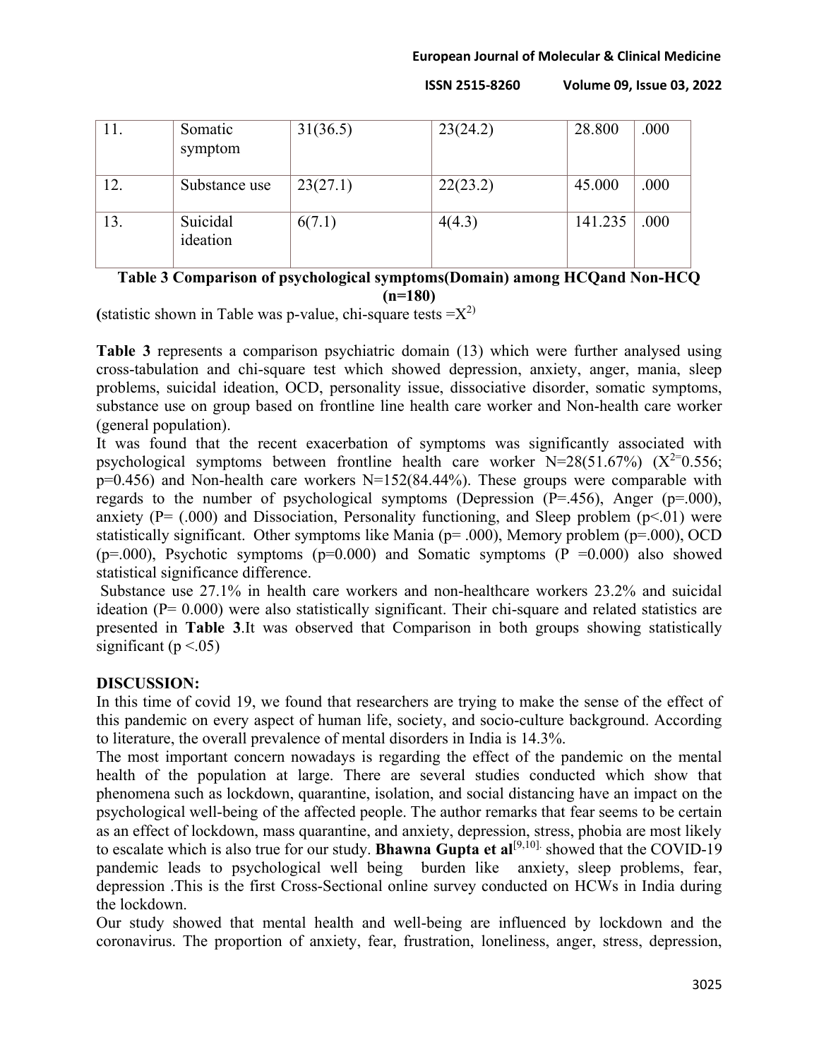| 11. | Somatic symptom | 31(36.5) | 23(24.2) | 28.800 | .000 |
|---|---|---|---|---|---|
| 12. | Substance use | 23(27.1) | 22(23.2) | 45.000 | .000 |
| 13. | Suicidal ideation | 6(7.1) | 4(4.3) | 141.235 | .000 |

**Table 3 Comparison of psychological symptoms(Domain) among HCQand Non-HCQ (n=180)**

(statistic shown in Table was p-value, chi-square tests $=X^{2})$

**Table 3** represents a comparison psychiatric domain (13) which were further analysed using cross-tabulation and chi-square test which showed depression, anxiety, anger, mania, sleep problems, suicidal ideation, OCD, personality issue, dissociative disorder, somatic symptoms, substance use on group based on frontline line health care worker and Non-health care worker (general population).

It was found that the recent exacerbation of symptoms was significantly associated with psychological symptoms between frontline health care worker N=28(51.67%) ($X^{2=}0.556$; p=0.456) and Non-health care workers N=152(84.44%). These groups were comparable with regards to the number of psychological symptoms (Depression (P=.456), Anger (p=.000), anxiety (P= (.000) and Dissociation, Personality functioning, and Sleep problem (p<.01) were statistically significant. Other symptoms like Mania (p= .000), Memory problem (p=.000), OCD (p=.000), Psychotic symptoms (p=0.000) and Somatic symptoms (P =0.000) also showed statistical significance difference.

Substance use 27.1% in health care workers and non-healthcare workers 23.2% and suicidal ideation (P= 0.000) were also statistically significant. Their chi-square and related statistics are presented in **Table 3**.It was observed that Comparison in both groups showing statistically significant (p <.05)

## DISCUSSION:

In this time of covid 19, we found that researchers are trying to make the sense of the effect of this pandemic on every aspect of human life, society, and socio-culture background. According to literature, the overall prevalence of mental disorders in India is 14.3%.

The most important concern nowadays is regarding the effect of the pandemic on the mental health of the population at large. There are several studies conducted which show that phenomena such as lockdown, quarantine, isolation, and social distancing have an impact on the psychological well-being of the affected people. The author remarks that fear seems to be certain as an effect of lockdown, mass quarantine, and anxiety, depression, stress, phobia are most likely to escalate which is also true for our study. **Bhawna Gupta et al**[9,10]. showed that the COVID-19 pandemic leads to psychological well being burden like anxiety, sleep problems, fear, depression .This is the first Cross-Sectional online survey conducted on HCWs in India during the lockdown.

Our study showed that mental health and well-being are influenced by lockdown and the coronavirus. The proportion of anxiety, fear, frustration, loneliness, anger, stress, depression,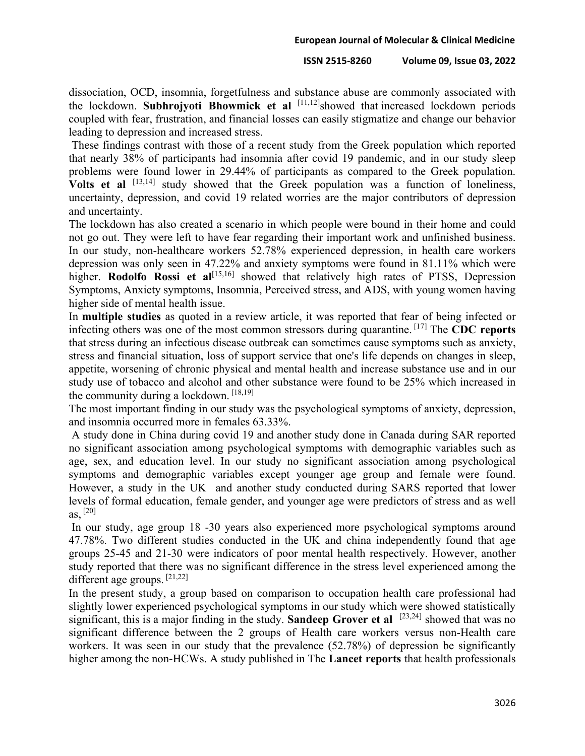dissociation, OCD, insomnia, forgetfulness and substance abuse are commonly associated with the lockdown. **Subhrojyoti Bhowmick et al** [11,12]showed that increased lockdown periods coupled with fear, frustration, and financial losses can easily stigmatize and change our behavior leading to depression and increased stress.

These findings contrast with those of a recent study from the Greek population which reported that nearly 38% of participants had insomnia after covid 19 pandemic, and in our study sleep problems were found lower in 29.44% of participants as compared to the Greek population. **Volts et al** [13,14] study showed that the Greek population was a function of loneliness, uncertainty, depression, and covid 19 related worries are the major contributors of depression and uncertainty.

The lockdown has also created a scenario in which people were bound in their home and could not go out. They were left to have fear regarding their important work and unfinished business. In our study, non-healthcare workers 52.78% experienced depression, in health care workers depression was only seen in 47.22% and anxiety symptoms were found in 81.11% which were higher. **Rodolfo Rossi et al**[15,16] showed that relatively high rates of PTSS, Depression Symptoms, Anxiety symptoms, Insomnia, Perceived stress, and ADS, with young women having higher side of mental health issue.

In **multiple studies** as quoted in a review article, it was reported that fear of being infected or infecting others was one of the most common stressors during quarantine. [17] The **CDC reports** that stress during an infectious disease outbreak can sometimes cause symptoms such as anxiety, stress and financial situation, loss of support service that one's life depends on changes in sleep, appetite, worsening of chronic physical and mental health and increase substance use and in our study use of tobacco and alcohol and other substance were found to be 25% which increased in the community during a lockdown. [18,19]

The most important finding in our study was the psychological symptoms of anxiety, depression, and insomnia occurred more in females 63.33%.

A study done in China during covid 19 and another study done in Canada during SAR reported no significant association among psychological symptoms with demographic variables such as age, sex, and education level. In our study no significant association among psychological symptoms and demographic variables except younger age group and female were found. However, a study in the UK and another study conducted during SARS reported that lower levels of formal education, female gender, and younger age were predictors of stress and as well as, [20]

In our study, age group 18 -30 years also experienced more psychological symptoms around 47.78%. Two different studies conducted in the UK and china independently found that age groups 25-45 and 21-30 were indicators of poor mental health respectively. However, another study reported that there was no significant difference in the stress level experienced among the different age groups. [21,22]

In the present study, a group based on comparison to occupation health care professional had slightly lower experienced psychological symptoms in our study which were showed statistically significant, this is a major finding in the study. **Sandeep Grover et al** [23,24] showed that was no significant difference between the 2 groups of Health care workers versus non-Health care workers. It was seen in our study that the prevalence (52.78%) of depression be significantly higher among the non-HCWs. A study published in The **Lancet reports** that health professionals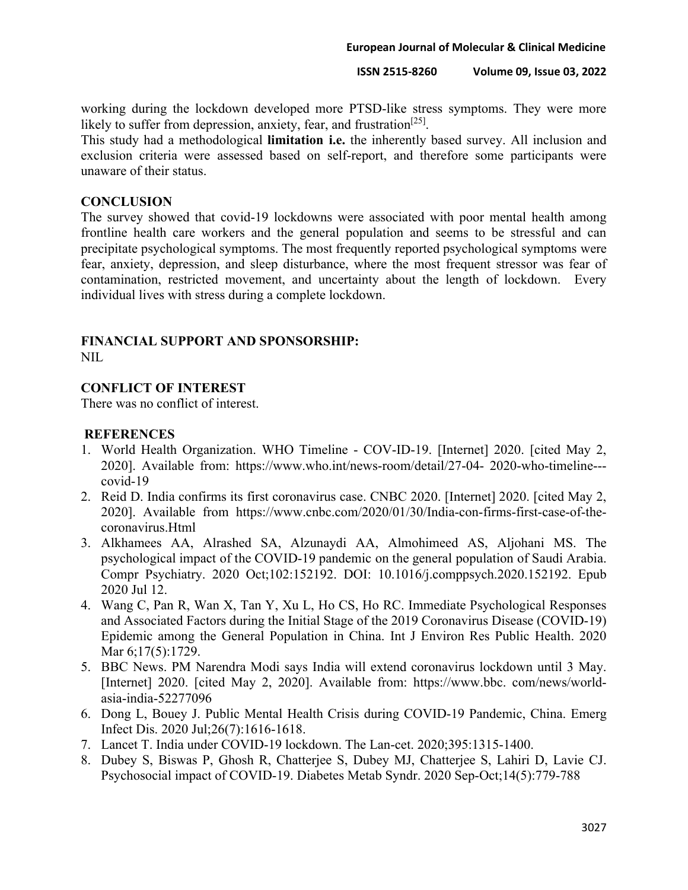working during the lockdown developed more PTSD-like stress symptoms. They were more likely to suffer from depression, anxiety, fear, and frustration[25].

This study had a methodological **limitation i.e.** the inherently based survey. All inclusion and exclusion criteria were assessed based on self-report, and therefore some participants were unaware of their status.

## CONCLUSION

The survey showed that covid-19 lockdowns were associated with poor mental health among frontline health care workers and the general population and seems to be stressful and can precipitate psychological symptoms. The most frequently reported psychological symptoms were fear, anxiety, depression, and sleep disturbance, where the most frequent stressor was fear of contamination, restricted movement, and uncertainty about the length of lockdown. Every individual lives with stress during a complete lockdown.

## FINANCIAL SUPPORT AND SPONSORSHIP:

NIL

## CONFLICT OF INTEREST

There was no conflict of interest.

## REFERENCES

1. World Health Organization. WHO Timeline - COV-ID-19. [Internet] 2020. [cited May 2, 2020]. Available from: https://www.who.int/news-room/detail/27-04- 2020-who-timeline---covid-19
2. Reid D. India confirms its first coronavirus case. CNBC 2020. [Internet] 2020. [cited May 2, 2020]. Available from https://www.cnbc.com/2020/01/30/India-con-firms-first-case-of-the-coronavirus.Html
3. Alkhamees AA, Alrashed SA, Alzunaydi AA, Almohimeed AS, Aljohani MS. The psychological impact of the COVID-19 pandemic on the general population of Saudi Arabia. Compr Psychiatry. 2020 Oct;102:152192. DOI: 10.1016/j.comppsych.2020.152192. Epub 2020 Jul 12.
4. Wang C, Pan R, Wan X, Tan Y, Xu L, Ho CS, Ho RC. Immediate Psychological Responses and Associated Factors during the Initial Stage of the 2019 Coronavirus Disease (COVID-19) Epidemic among the General Population in China. Int J Environ Res Public Health. 2020 Mar 6;17(5):1729.
5. BBC News. PM Narendra Modi says India will extend coronavirus lockdown until 3 May. [Internet] 2020. [cited May 2, 2020]. Available from: https://www.bbc. com/news/world-asia-india-52277096
6. Dong L, Bouey J. Public Mental Health Crisis during COVID-19 Pandemic, China. Emerg Infect Dis. 2020 Jul;26(7):1616-1618.
7. Lancet T. India under COVID-19 lockdown. The Lan-cet. 2020;395:1315-1400.
8. Dubey S, Biswas P, Ghosh R, Chatterjee S, Dubey MJ, Chatterjee S, Lahiri D, Lavie CJ. Psychosocial impact of COVID-19. Diabetes Metab Syndr. 2020 Sep-Oct;14(5):779-788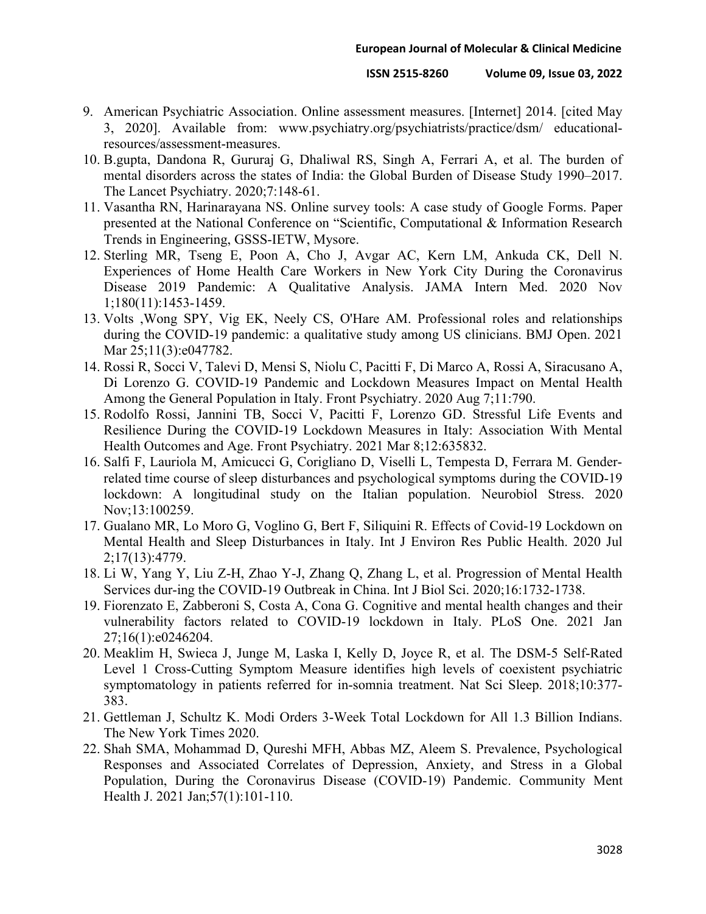9. American Psychiatric Association. Online assessment measures. [Internet] 2014. [cited May 3, 2020]. Available from: www.psychiatry.org/psychiatrists/practice/dsm/ educational-resources/assessment-measures.
10. B.gupta, Dandona R, Gururaj G, Dhaliwal RS, Singh A, Ferrari A, et al. The burden of mental disorders across the states of India: the Global Burden of Disease Study 1990–2017. The Lancet Psychiatry. 2020;7:148-61.
11. Vasantha RN, Harinarayana NS. Online survey tools: A case study of Google Forms. Paper presented at the National Conference on "Scientific, Computational & Information Research Trends in Engineering, GSSS-IETW, Mysore.
12. Sterling MR, Tseng E, Poon A, Cho J, Avgar AC, Kern LM, Ankuda CK, Dell N. Experiences of Home Health Care Workers in New York City During the Coronavirus Disease 2019 Pandemic: A Qualitative Analysis. JAMA Intern Med. 2020 Nov 1;180(11):1453-1459.
13. Volts ,Wong SPY, Vig EK, Neely CS, O'Hare AM. Professional roles and relationships during the COVID-19 pandemic: a qualitative study among US clinicians. BMJ Open. 2021 Mar 25;11(3):e047782.
14. Rossi R, Socci V, Talevi D, Mensi S, Niolu C, Pacitti F, Di Marco A, Rossi A, Siracusano A, Di Lorenzo G. COVID-19 Pandemic and Lockdown Measures Impact on Mental Health Among the General Population in Italy. Front Psychiatry. 2020 Aug 7;11:790.
15. Rodolfo Rossi, Jannini TB, Socci V, Pacitti F, Lorenzo GD. Stressful Life Events and Resilience During the COVID-19 Lockdown Measures in Italy: Association With Mental Health Outcomes and Age. Front Psychiatry. 2021 Mar 8;12:635832.
16. Salfi F, Lauriola M, Amicucci G, Corigliano D, Viselli L, Tempesta D, Ferrara M. Gender-related time course of sleep disturbances and psychological symptoms during the COVID-19 lockdown: A longitudinal study on the Italian population. Neurobiol Stress. 2020 Nov;13:100259.
17. Gualano MR, Lo Moro G, Voglino G, Bert F, Siliquini R. Effects of Covid-19 Lockdown on Mental Health and Sleep Disturbances in Italy. Int J Environ Res Public Health. 2020 Jul 2;17(13):4779.
18. Li W, Yang Y, Liu Z-H, Zhao Y-J, Zhang Q, Zhang L, et al. Progression of Mental Health Services dur-ing the COVID-19 Outbreak in China. Int J Biol Sci. 2020;16:1732-1738.
19. Fiorenzato E, Zabberoni S, Costa A, Cona G. Cognitive and mental health changes and their vulnerability factors related to COVID-19 lockdown in Italy. PLoS One. 2021 Jan 27;16(1):e0246204.
20. Meaklim H, Swieca J, Junge M, Laska I, Kelly D, Joyce R, et al. The DSM-5 Self-Rated Level 1 Cross-Cutting Symptom Measure identifies high levels of coexistent psychiatric symptomatology in patients referred for in-somnia treatment. Nat Sci Sleep. 2018;10:377-383.
21. Gettleman J, Schultz K. Modi Orders 3-Week Total Lockdown for All 1.3 Billion Indians. The New York Times 2020.
22. Shah SMA, Mohammad D, Qureshi MFH, Abbas MZ, Aleem S. Prevalence, Psychological Responses and Associated Correlates of Depression, Anxiety, and Stress in a Global Population, During the Coronavirus Disease (COVID-19) Pandemic. Community Ment Health J. 2021 Jan;57(1):101-110.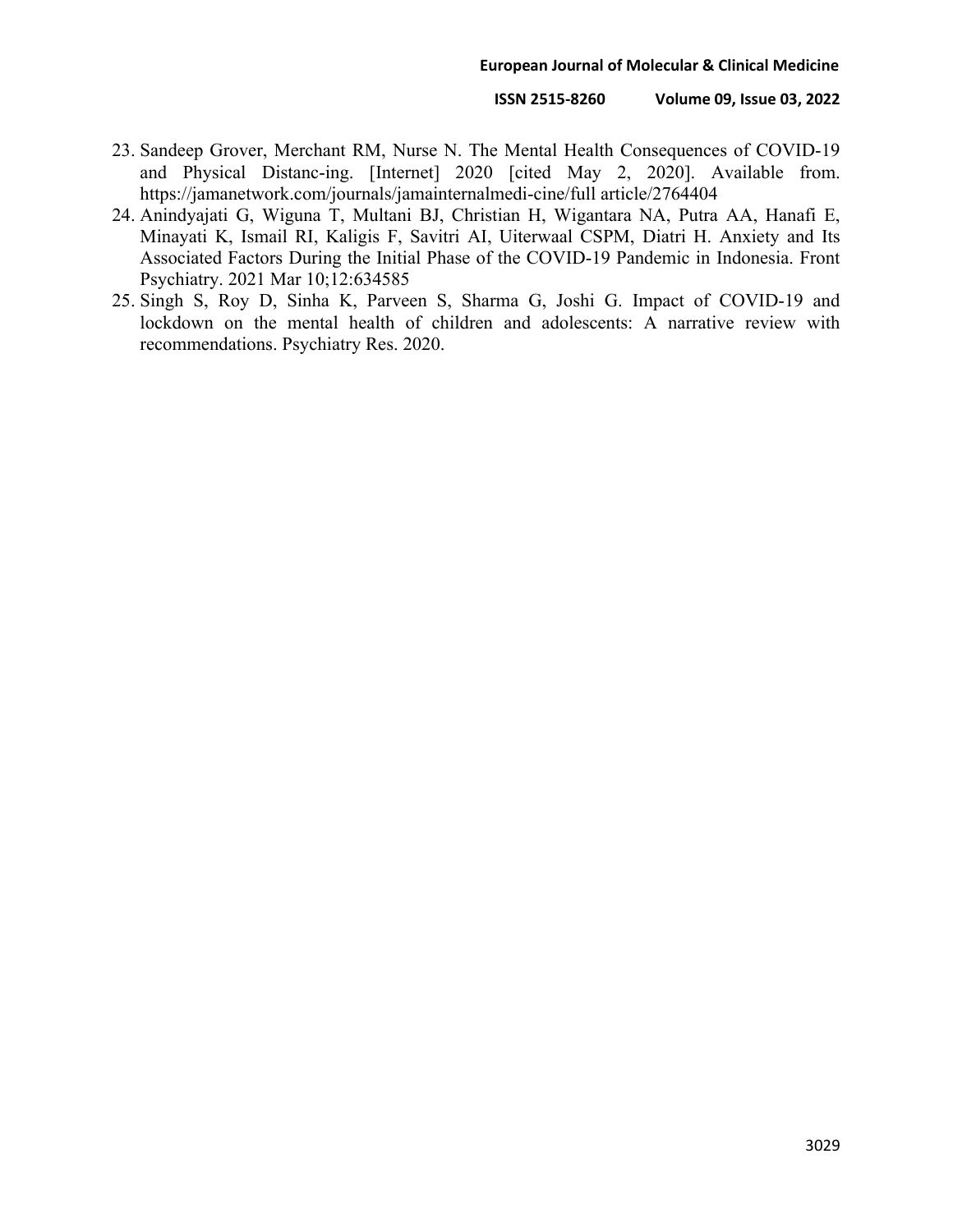23. Sandeep Grover, Merchant RM, Nurse N. The Mental Health Consequences of COVID-19 and Physical Distanc-ing. [Internet] 2020 [cited May 2, 2020]. Available from. https://jamanetwork.com/journals/jamainternalmedi-cine/full article/2764404
24. Anindyajati G, Wiguna T, Multani BJ, Christian H, Wigantara NA, Putra AA, Hanafi E, Minayati K, Ismail RI, Kaligis F, Savitri AI, Uiterwaal CSPM, Diatri H. Anxiety and Its Associated Factors During the Initial Phase of the COVID-19 Pandemic in Indonesia. Front Psychiatry. 2021 Mar 10;12:634585
25. Singh S, Roy D, Sinha K, Parveen S, Sharma G, Joshi G. Impact of COVID-19 and lockdown on the mental health of children and adolescents: A narrative review with recommendations. Psychiatry Res. 2020.